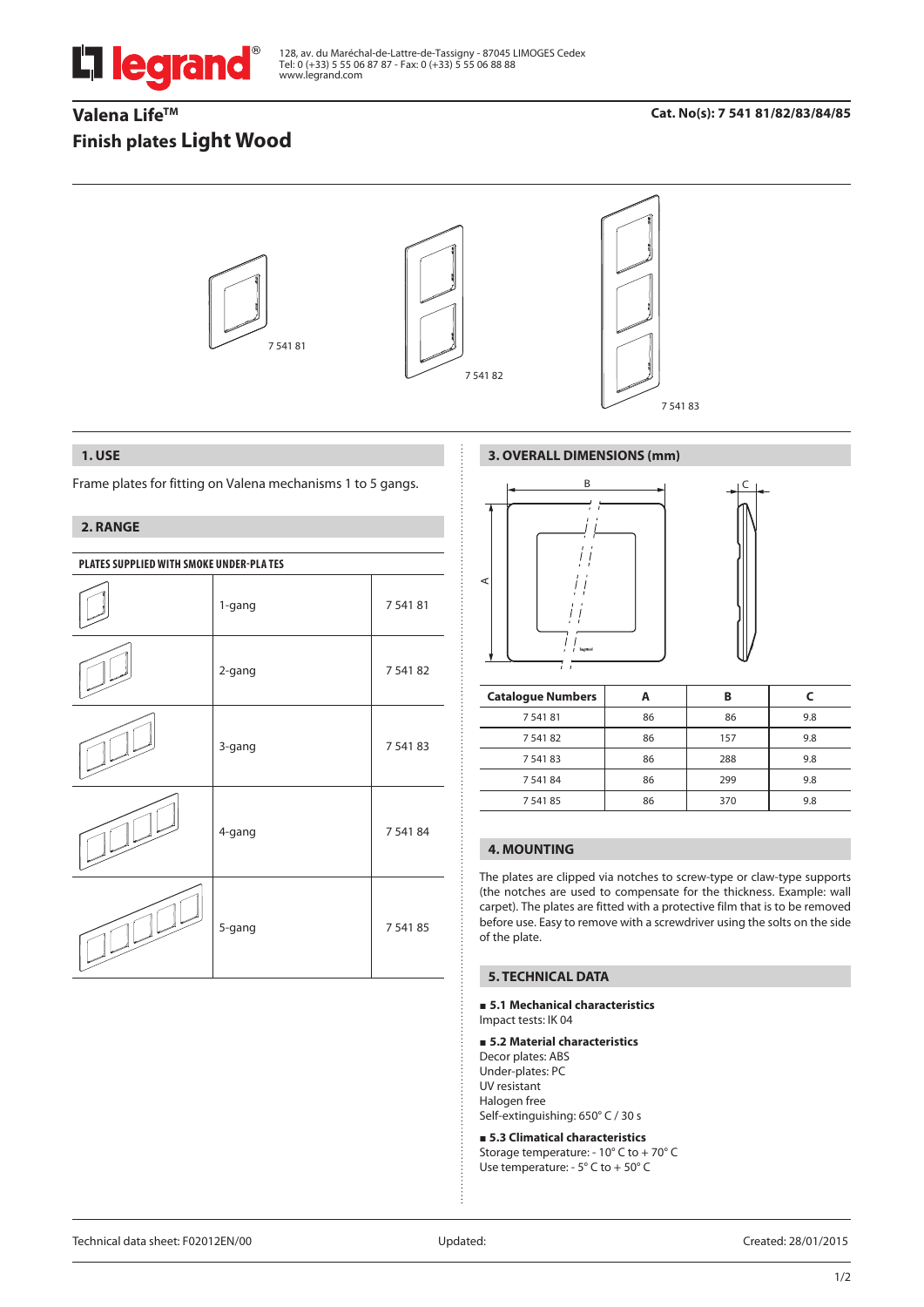128, av. du Maréchal-de-Lattre-de-Tassigny - 87045 LIMOGES Cedex
Tel: 0 (+33) 5 55 06 87 87 - Fax: 0 (+33) 5 55 06 88 88
www.legrand.com

# Valena Life™
# Finish plates Light Wood

**Cat. No(s): 7 541 81/82/83/84/85**

7 541 81

7 541 82

7 541 83

## 1. USE

Frame plates for fitting on Valena mechanisms 1 to 5 gangs.

## 2. RANGE

| PLATES SUPPLIED WITH SMOKE UNDER-PLATES | | |
|---|---|---|
| | 1-gang | 7 541 81 |
| | 2-gang | 7 541 82 |
| | 3-gang | 7 541 83 |
| | 4-gang | 7 541 84 |
| | 5-gang | 7 541 85 |

## 3. OVERALL DIMENSIONS (mm)

| Catalogue Numbers | A | B | C |
|---|---|---|---|
| 7 541 81 | 86 | 86 | 9.8 |
| 7 541 82 | 86 | 157 | 9.8 |
| 7 541 83 | 86 | 288 | 9.8 |
| 7 541 84 | 86 | 299 | 9.8 |
| 7 541 85 | 86 | 370 | 9.8 |

## 4. MOUNTING

The plates are clipped via notches to screw-type or claw-type supports (the notches are used to compensate for the thickness. Example: wall carpet). The plates are fitted with a protective film that is to be removed before use. Easy to remove with a screwdriver using the solts on the side of the plate.

## 5. TECHNICAL DATA

**5.1 Mechanical characteristics**

Impact tests: IK 04

**5.2 Material characteristics**

Decor plates: ABS
Under-plates: PC
UV resistant
Halogen free
Self-extinguishing: 650° C / 30 s

**5.3 Climatical characteristics**

Storage temperature: - 10° C to + 70° C
Use temperature: - 5° C to + 50° C

Technical data sheet: F02012EN/00 Updated: Created: 28/01/2015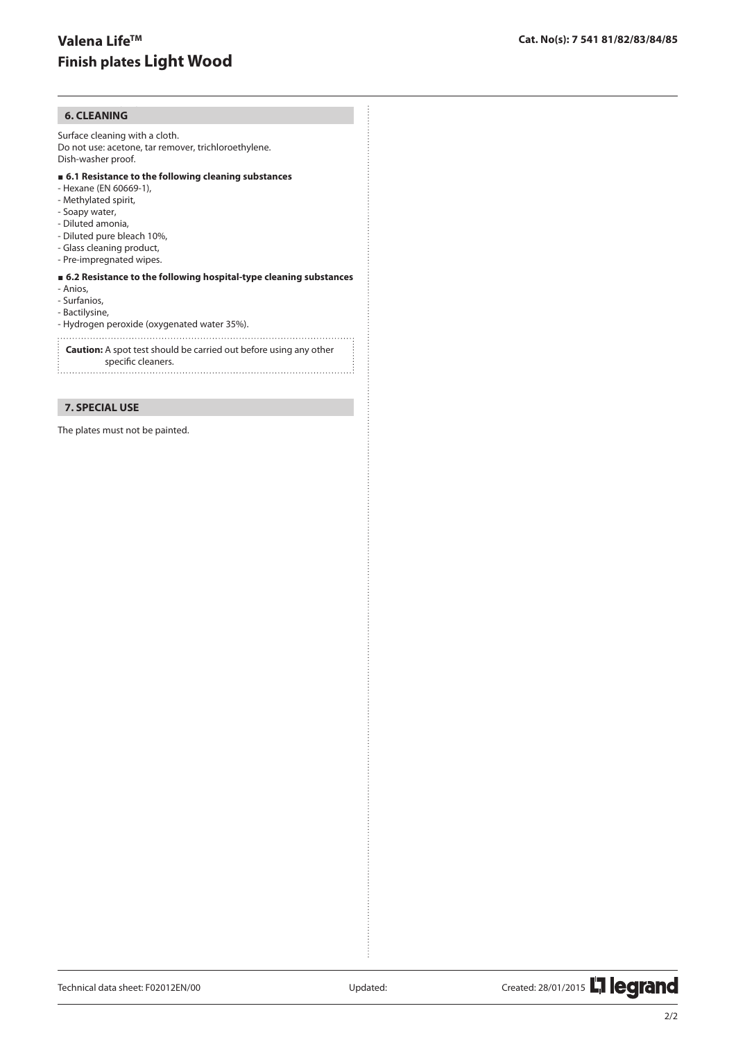## 6. CLEANING

Surface cleaning with a cloth.
Do not use: acetone, tar remover, trichloroethylene.
Dish-washer proof.

■ **6.1 Resistance to the following cleaning substances**

- Hexane (EN 60669-1),
- Methylated spirit,
- Soapy water,
- Diluted amonia,
- Diluted pure bleach 10%,
- Glass cleaning product,
- Pre-impregnated wipes.

■ **6.2 Resistance to the following hospital-type cleaning substances**

- Anios,
- Surfanios,
- Bactilysine,
- Hydrogen peroxide (oxygenated water 35%).

**Caution:** A spot test should be carried out before using any other specific cleaners.

## 7. SPECIAL USE

The plates must not be painted.